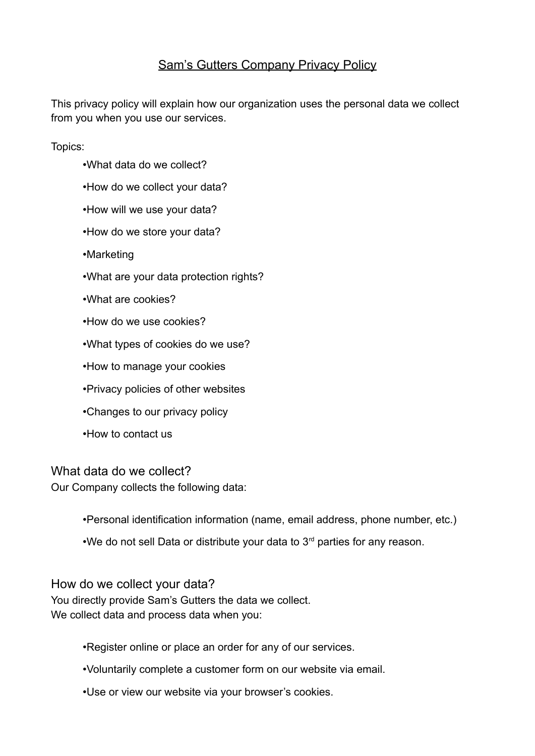# Sam's Gutters Company Privacy Policy

This privacy policy will explain how our organization uses the personal data we collect from you when you use our services.

Topics:

- •What data do we collect?
- •How do we collect your data?
- •How will we use your data?
- •How do we store your data?
- •Marketing
- •What are your data protection rights?
- •What are cookies?
- •How do we use cookies?
- •What types of cookies do we use?
- •How to manage your cookies
- •Privacy policies of other websites
- •Changes to our privacy policy
- •How to contact us

## What data do we collect?

Our Company collects the following data:

- •Personal identification information (name, email address, phone number, etc.)
- •We do not sell Data or distribute your data to 3rd parties for any reason.

## How do we collect your data?

You directly provide Sam's Gutters the data we collect.
We collect data and process data when you:

- •Register online or place an order for any of our services.
- •Voluntarily complete a customer form on our website via email.
- •Use or view our website via your browser's cookies.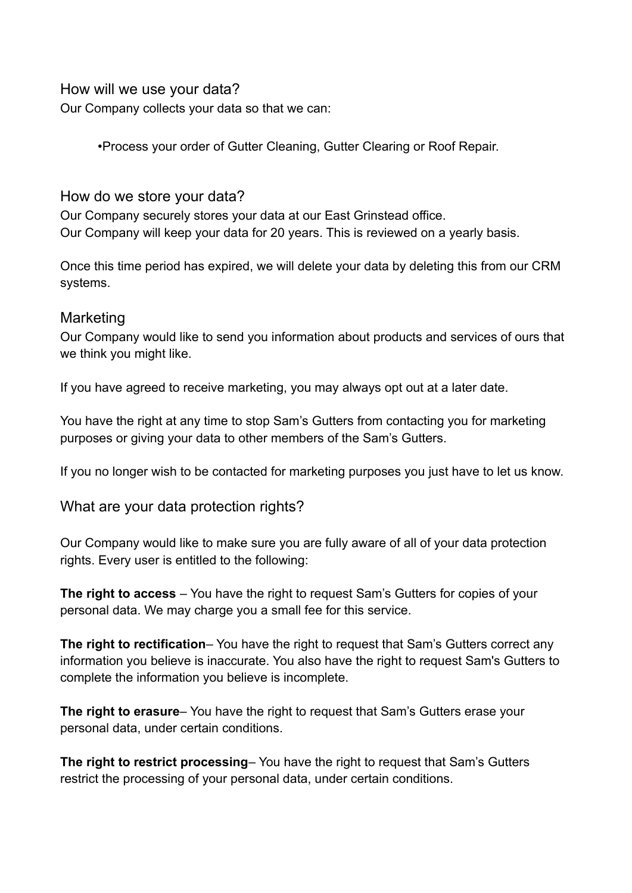## How will we use your data?

Our Company collects your data so that we can:

- Process your order of Gutter Cleaning, Gutter Clearing or Roof Repair.

## How do we store your data?

Our Company securely stores your data at our East Grinstead office.
Our Company will keep your data for 20 years. This is reviewed on a yearly basis.

Once this time period has expired, we will delete your data by deleting this from our CRM systems.

## Marketing

Our Company would like to send you information about products and services of ours that we think you might like.

If you have agreed to receive marketing, you may always opt out at a later date.

You have the right at any time to stop Sam's Gutters from contacting you for marketing purposes or giving your data to other members of the Sam's Gutters.

If you no longer wish to be contacted for marketing purposes you just have to let us know.

## What are your data protection rights?

Our Company would like to make sure you are fully aware of all of your data protection rights. Every user is entitled to the following:

**The right to access** – You have the right to request Sam's Gutters for copies of your personal data. We may charge you a small fee for this service.

**The right to rectification**– You have the right to request that Sam's Gutters correct any information you believe is inaccurate. You also have the right to request Sam's Gutters to complete the information you believe is incomplete.

**The right to erasure**– You have the right to request that Sam's Gutters erase your personal data, under certain conditions.

**The right to restrict processing**– You have the right to request that Sam's Gutters restrict the processing of your personal data, under certain conditions.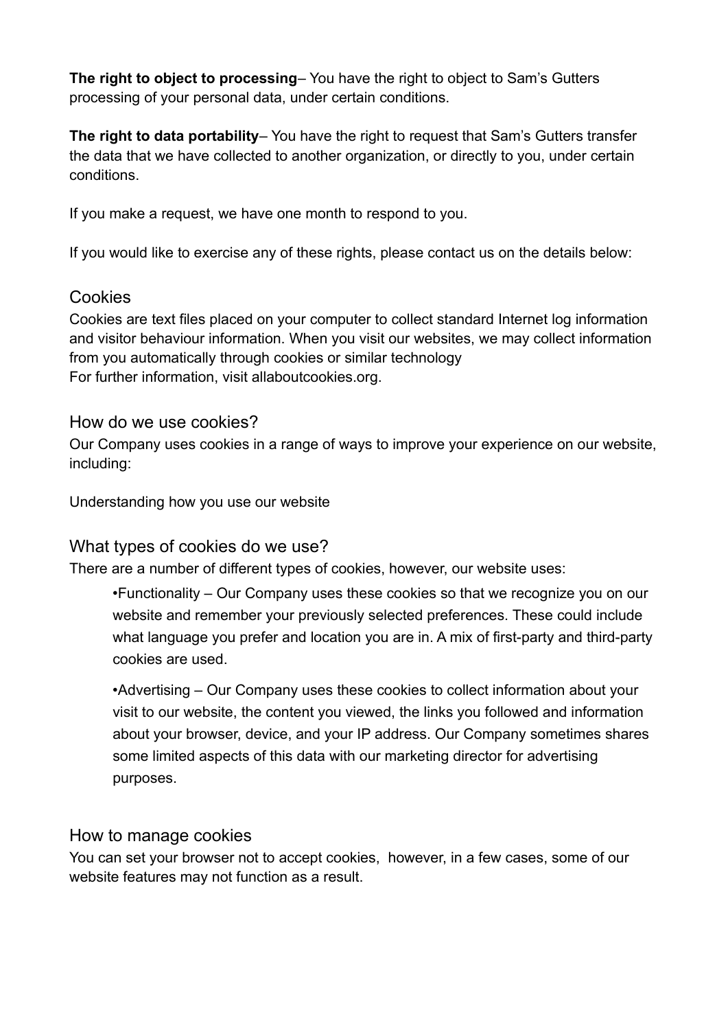**The right to object to processing**– You have the right to object to Sam's Gutters processing of your personal data, under certain conditions.

**The right to data portability**– You have the right to request that Sam's Gutters transfer the data that we have collected to another organization, or directly to you, under certain conditions.

If you make a request, we have one month to respond to you.

If you would like to exercise any of these rights, please contact us on the details below:

## Cookies

Cookies are text files placed on your computer to collect standard Internet log information and visitor behaviour information. When you visit our websites, we may collect information from you automatically through cookies or similar technology
For further information, visit allaboutcookies.org.

## How do we use cookies?

Our Company uses cookies in a range of ways to improve your experience on our website, including:

Understanding how you use our website

## What types of cookies do we use?

There are a number of different types of cookies, however, our website uses:

- Functionality – Our Company uses these cookies so that we recognize you on our website and remember your previously selected preferences. These could include what language you prefer and location you are in. A mix of first-party and third-party cookies are used.
- Advertising – Our Company uses these cookies to collect information about your visit to our website, the content you viewed, the links you followed and information about your browser, device, and your IP address. Our Company sometimes shares some limited aspects of this data with our marketing director for advertising purposes.

## How to manage cookies

You can set your browser not to accept cookies, however, in a few cases, some of our website features may not function as a result.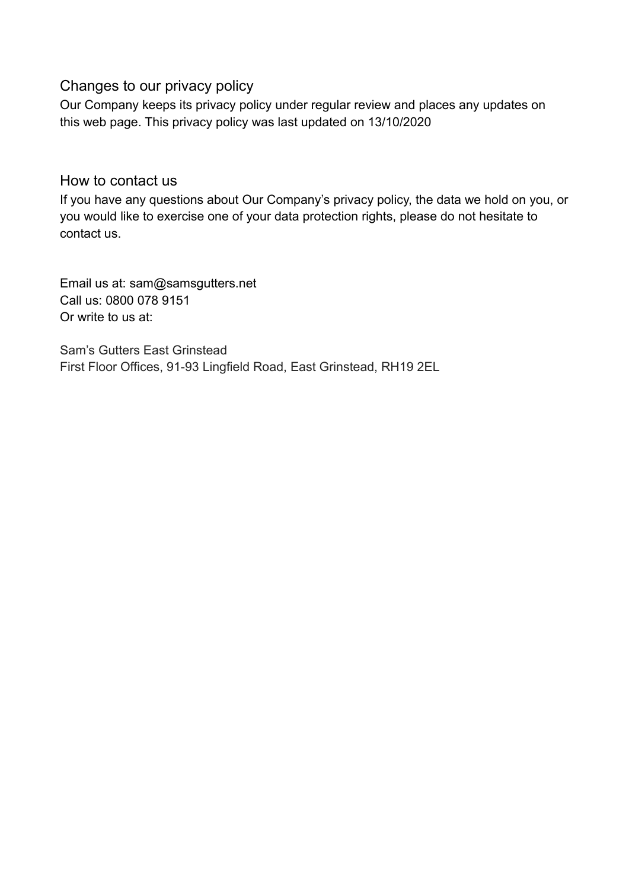## Changes to our privacy policy

Our Company keeps its privacy policy under regular review and places any updates on this web page. This privacy policy was last updated on 13/10/2020

## How to contact us

If you have any questions about Our Company's privacy policy, the data we hold on you, or you would like to exercise one of your data protection rights, please do not hesitate to contact us.

Email us at: sam@samsgutters.net
Call us: 0800 078 9151
Or write to us at:

Sam's Gutters East Grinstead
First Floor Offices, 91-93 Lingfield Road, East Grinstead, RH19 2EL